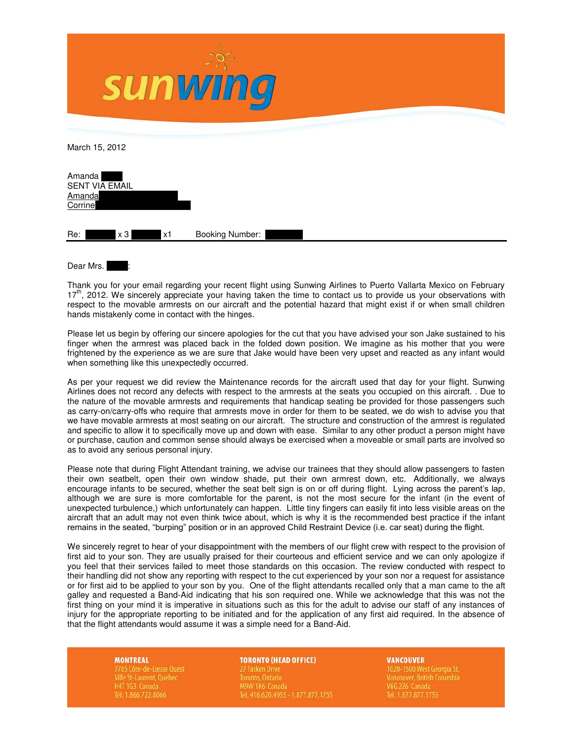March 15, 2012

Amanda
SENT VIA EMAIL
Amanda
Corrine

Re: x 3 x1 Booking Number:

---

Dear Mrs. :

Thank you for your email regarding your recent flight using Sunwing Airlines to Puerto Vallarta Mexico on February 17th, 2012. We sincerely appreciate your having taken the time to contact us to provide us your observations with respect to the movable armrests on our aircraft and the potential hazard that might exist if or when small children hands mistakenly come in contact with the hinges.

Please let us begin by offering our sincere apologies for the cut that you have advised your son Jake sustained to his finger when the armrest was placed back in the folded down position. We imagine as his mother that you were frightened by the experience as we are sure that Jake would have been very upset and reacted as any infant would when something like this unexpectedly occurred.

As per your request we did review the Maintenance records for the aircraft used that day for your flight. Sunwing Airlines does not record any defects with respect to the armrests at the seats you occupied on this aircraft. . Due to the nature of the movable armrests and requirements that handicap seating be provided for those passengers such as carry-on/carry-offs who require that armrests move in order for them to be seated, we do wish to advise you that we have movable armrests at most seating on our aircraft. The structure and construction of the armrest is regulated and specific to allow it to specifically move up and down with ease. Similar to any other product a person might have or purchase, caution and common sense should always be exercised when a moveable or small parts are involved so as to avoid any serious personal injury.

Please note that during Flight Attendant training, we advise our trainees that they should allow passengers to fasten their own seatbelt, open their own window shade, put their own armrest down, etc. Additionally, we always encourage infants to be secured, whether the seat belt sign is on or off during flight. Lying across the parent's lap, although we are sure is more comfortable for the parent, is not the most secure for the infant (in the event of unexpected turbulence,) which unfortunately can happen. Little tiny fingers can easily fit into less visible areas on the aircraft that an adult may not even think twice about, which is why it is the recommended best practice if the infant remains in the seated, "burping" position or in an approved Child Restraint Device (i.e. car seat) during the flight.

We sincerely regret to hear of your disappointment with the members of our flight crew with respect to the provision of first aid to your son. They are usually praised for their courteous and efficient service and we can only apologize if you feel that their services failed to meet those standards on this occasion. The review conducted with respect to their handling did not show any reporting with respect to the cut experienced by your son nor a request for assistance or for first aid to be applied to your son by you. One of the flight attendants recalled only that a man came to the aft galley and requested a Band-Aid indicating that his son required one. While we acknowledge that this was not the first thing on your mind it is imperative in situations such as this for the adult to advise our staff of any instances of injury for the appropriate reporting to be initiated and for the application of any first aid required. In the absence of that the flight attendants would assume it was a simple need for a Band-Aid.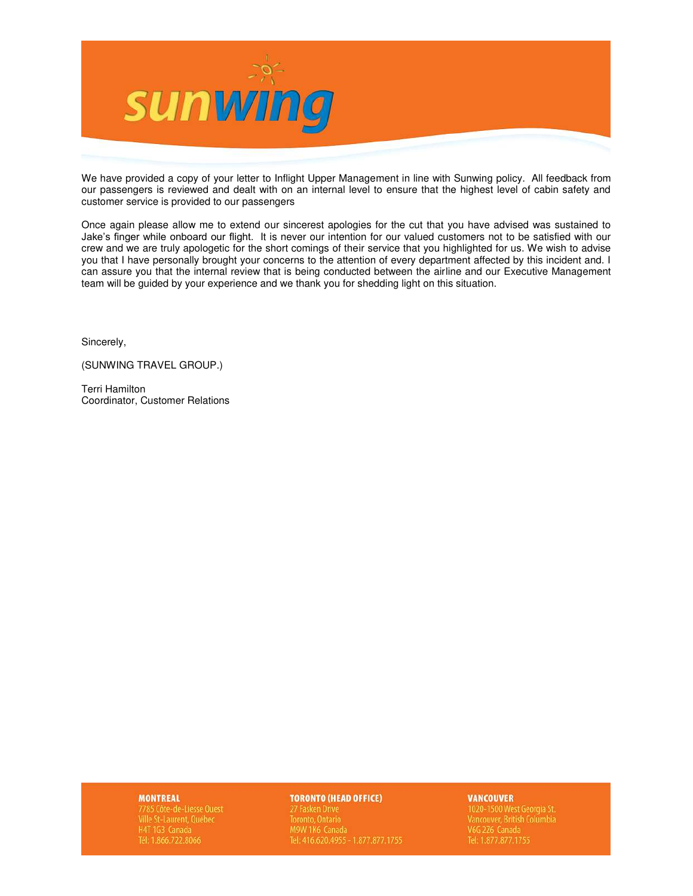We have provided a copy of your letter to Inflight Upper Management in line with Sunwing policy. All feedback from our passengers is reviewed and dealt with on an internal level to ensure that the highest level of cabin safety and customer service is provided to our passengers

Once again please allow me to extend our sincerest apologies for the cut that you have advised was sustained to Jake's finger while onboard our flight. It is never our intention for our valued customers not to be satisfied with our crew and we are truly apologetic for the short comings of their service that you highlighted for us. We wish to advise you that I have personally brought your concerns to the attention of every department affected by this incident and. I can assure you that the internal review that is being conducted between the airline and our Executive Management team will be guided by your experience and we thank you for shedding light on this situation.

Sincerely,

(SUNWING TRAVEL GROUP.)

Terri Hamilton
Coordinator, Customer Relations

**MONTREAL**
7785 Côte-de-Liesse Ouest
Ville St-Laurent, Québec
H4T 1G3 Canada
Tél: 1.866.722.8066

**TORONTO (HEAD OFFICE)**
27 Fasken Drive
Toronto, Ontario
M9W 1K6 Canada
Tel: 416.620.4955 - 1.877.877.1755

**VANCOUVER**
1020-1500 West Georgia St.
Vancouver, British Columbia
V6G 2Z6 Canada
Tel: 1.877.877.1755